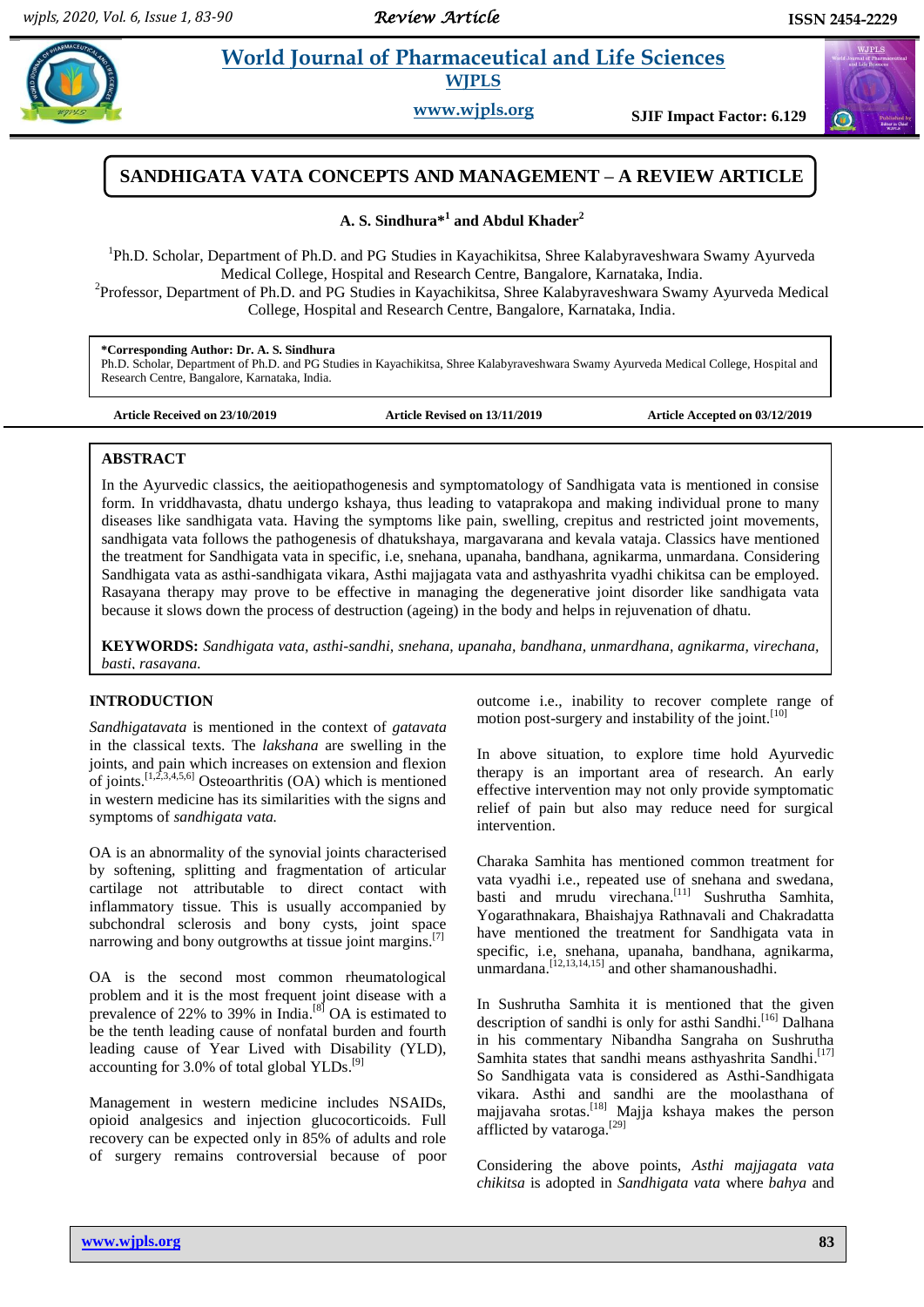# SANDHIGATA VATA CONCEPTS AND MANAGEMENT – A REVIEW ARTICLE

**A. S. Sindhura*[1] and Abdul Khader[2]**

[1]Ph.D. Scholar, Department of Ph.D. and PG Studies in Kayachikitsa, Shree Kalabyraveshwara Swamy Ayurveda Medical College, Hospital and Research Centre, Bangalore, Karnataka, India.

[2]Professor, Department of Ph.D. and PG Studies in Kayachikitsa, Shree Kalabyraveshwara Swamy Ayurveda Medical College, Hospital and Research Centre, Bangalore, Karnataka, India.

**\*Corresponding Author: Dr. A. S. Sindhura**
Ph.D. Scholar, Department of Ph.D. and PG Studies in Kayachikitsa, Shree Kalabyraveshwara Swamy Ayurveda Medical College, Hospital and Research Centre, Bangalore, Karnataka, India.

**Article Received on 23/10/2019** **Article Revised on 13/11/2019** **Article Accepted on 03/12/2019**

## ABSTRACT

In the Ayurvedic classics, the aeitiopathogenesis and symptomatology of Sandhigata vata is mentioned in consise form. In vriddhavasta, dhatu undergo kshaya, thus leading to vataprakopa and making individual prone to many diseases like sandhigata vata. Having the symptoms like pain, swelling, crepitus and restricted joint movements, sandhigata vata follows the pathogenesis of dhatukshaya, margavarana and kevala vataja. Classics have mentioned the treatment for Sandhigata vata in specific, i.e, snehana, upanaha, bandhana, agnikarma, unmardana. Considering Sandhigata vata as asthi-sandhigata vikara, Asthi majjagata vata and asthyashrita vyadhi chikitsa can be employed. Rasayana therapy may prove to be effective in managing the degenerative joint disorder like sandhigata vata because it slows down the process of destruction (ageing) in the body and helps in rejuvenation of dhatu.

**KEYWORDS:** *Sandhigata vata, asthi-sandhi, snehana, upanaha, bandhana, unmardhana, agnikarma, virechana, basti, rasayana.*

## INTRODUCTION

*Sandhigatavata* is mentioned in the context of *gatavata* in the classical texts. The *lakshana* are swelling in the joints, and pain which increases on extension and flexion of joints.[1,2,3,4,5,6] Osteoarthritis (OA) which is mentioned in western medicine has its similarities with the signs and symptoms of *sandhigata vata.*

OA is an abnormality of the synovial joints characterised by softening, splitting and fragmentation of articular cartilage not attributable to direct contact with inflammatory tissue. This is usually accompanied by subchondral sclerosis and bony cysts, joint space narrowing and bony outgrowths at tissue joint margins.[7]

OA is the second most common rheumatological problem and it is the most frequent joint disease with a prevalence of 22% to 39% in India.[8] OA is estimated to be the tenth leading cause of nonfatal burden and fourth leading cause of Year Lived with Disability (YLD), accounting for 3.0% of total global YLDs.[9]

Management in western medicine includes NSAIDs, opioid analgesics and injection glucocorticoids. Full recovery can be expected only in 85% of adults and role of surgery remains controversial because of poor outcome i.e., inability to recover complete range of motion post-surgery and instability of the joint.[10]

In above situation, to explore time hold Ayurvedic therapy is an important area of research. An early effective intervention may not only provide symptomatic relief of pain but also may reduce need for surgical intervention.

Charaka Samhita has mentioned common treatment for vata vyadhi i.e., repeated use of snehana and swedana, basti and mrudu virechana.[11] Sushrutha Samhita, Yogarathnakara, Bhaishajya Rathnavali and Chakradatta have mentioned the treatment for Sandhigata vata in specific, i.e, snehana, upanaha, bandhana, agnikarma, unmardana.[12,13,14,15] and other shamanoushadhi.

In Sushrutha Samhita it is mentioned that the given description of sandhi is only for asthi Sandhi.[16] Dalhana in his commentary Nibandha Sangraha on Sushrutha Samhita states that sandhi means asthyashrita Sandhi.[17] So Sandhigata vata is considered as Asthi-Sandhigata vikara. Asthi and sandhi are the moolasthana of majjavaha srotas.[18] Majja kshaya makes the person afflicted by vataroga.[29]

Considering the above points, *Asthi majjagata vata chikitsa* is adopted in *Sandhigata vata* where *bahya* and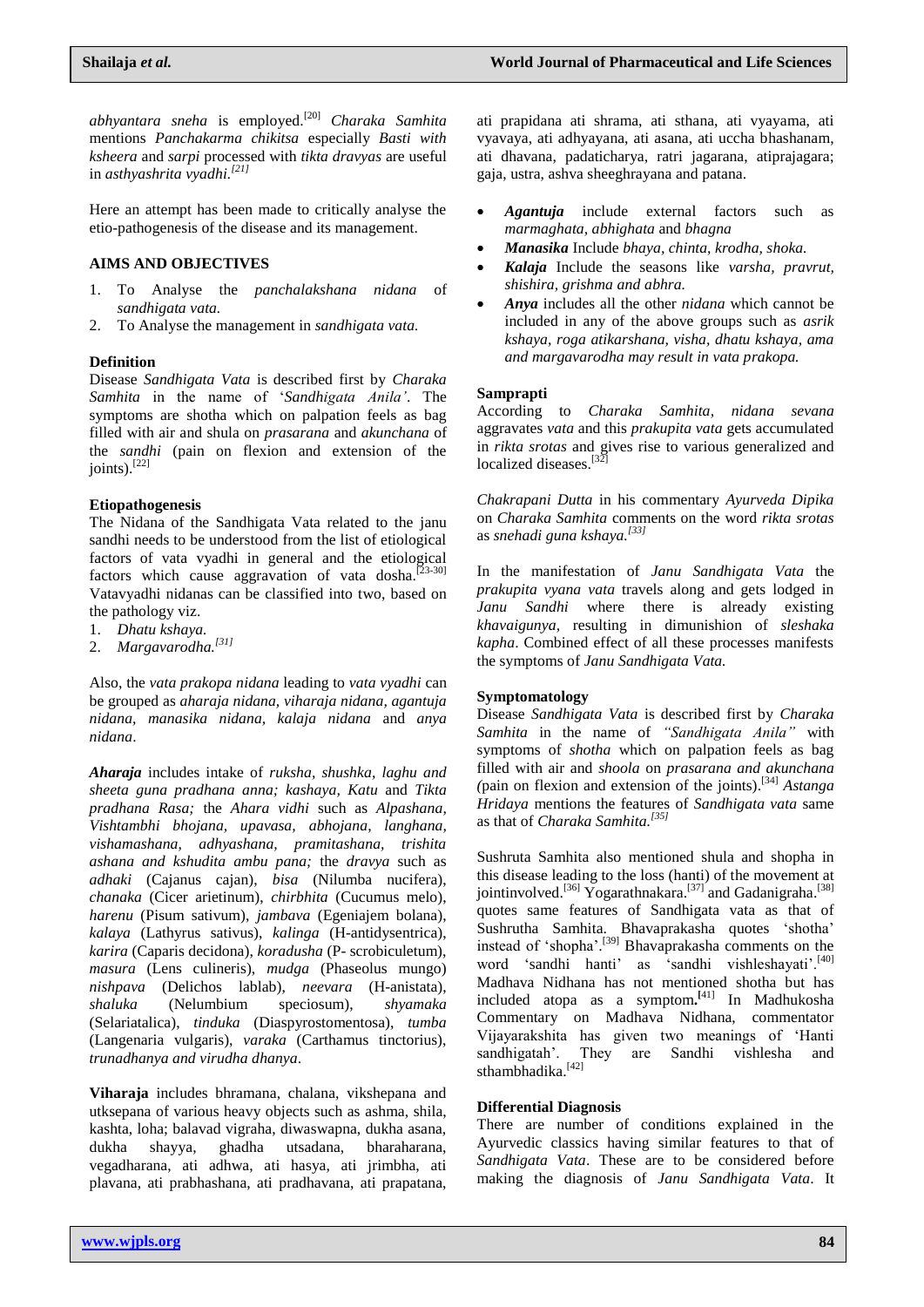*abhyantara sneha* is employed.[20] *Charaka Samhita* mentions *Panchakarma chikitsa* especially *Basti with ksheera* and *sarpi* processed with *tikta dravyas* are useful in *asthyashrita vyadhi.[21]*

Here an attempt has been made to critically analyse the etio-pathogenesis of the disease and its management.

## AIMS AND OBJECTIVES

1. To Analyse the *panchalakshana nidana* of *sandhigata vata.*
2. To Analyse the management in *sandhigata vata.*

### Definition

Disease *Sandhigata Vata* is described first by *Charaka Samhita* in the name of '*Sandhigata Anila'*. The symptoms are shotha which on palpation feels as bag filled with air and shula on *prasarana* and *akunchana* of the *sandhi* (pain on flexion and extension of the joints).[22]

### Etiopathogenesis

The Nidana of the Sandhigata Vata related to the janu sandhi needs to be understood from the list of etiological factors of vata vyadhi in general and the etiological factors which cause aggravation of vata dosha.[23-30] Vatavyadhi nidanas can be classified into two, based on the pathology viz.

1. *Dhatu kshaya.*
2. *Margavarodha.[31]*

Also, the *vata prakopa nidana* leading to *vata vyadhi* can be grouped as *aharaja nidana, viharaja nidana, agantuja nidana, manasika nidana, kalaja nidana* and *anya nidana*.

***Aharaja*** includes intake of *ruksha, shushka, laghu and sheeta guna pradhana anna; kashaya, Katu* and *Tikta pradhana Rasa;* the *Ahara vidhi* such as *Alpashana, Vishtambhi bhojana, upavasa, abhojana, langhana, vishamashana, adhyashana, pramitashana, trishita ashana and kshudita ambu pana;* the *dravya* such as *adhaki* (Cajanus cajan), *bisa* (Nilumba nucifera), *chanaka* (Cicer arietinum), *chirbhita* (Cucumus melo), *harenu* (Pisum sativum), *jambava* (Egeniajem bolana), *kalaya* (Lathyrus sativus), *kalinga* (H-antidysentrica), *karira* (Caparis decidona), *koradusha* (P- scrobiculetum), *masura* (Lens culineris), *mudga* (Phaseolus mungo) *nishpava* (Delichos lablab), *neevara* (H-anistata), *shaluka* (Nelumbium speciosum), *shyamaka* (Selariatalica), *tinduka* (Diaspyrostomentosa), *tumba* (Langenaria vulgaris), *varaka* (Carthamus tinctorius), *trunadhanya and virudha dhanya*.

**Viharaja** includes bhramana, chalana, vikshepana and utksepana of various heavy objects such as ashma, shila, kashta, loha; balavad vigraha, diwaswapna, dukha asana, dukha shayya, ghadha utsadana, bharaharana, vegadharana, ati adhwa, ati hasya, ati jrimbha, ati plavana, ati prabhashana, ati pradhavana, ati prapatana, ati prapidana ati shrama, ati sthana, ati vyayama, ati vyavaya, ati adhyayana, ati asana, ati uccha bhashanam, ati dhavana, padaticharya, ratri jagarana, atiprajagara; gaja, ustra, ashva sheeghrayana and patana.

- ***Agantuja*** include external factors such as *marmaghata, abhighata* and *bhagna*
- ***Manasika*** Include *bhaya, chinta, krodha, shoka.*
- ***Kalaja*** Include the seasons like *varsha, pravrut, shishira, grishma and abhra.*
- ***Anya*** includes all the other *nidana* which cannot be included in any of the above groups such as *asrik kshaya, roga atikarshana, visha, dhatu kshaya, ama and margavarodha may result in vata prakopa.*

### Samprapti

According to *Charaka Samhita, nidana sevana* aggravates *vata* and this *prakupita vata* gets accumulated in *rikta srotas* and gives rise to various generalized and localized diseases.[32]

*Chakrapani Dutta* in his commentary *Ayurveda Dipika* on *Charaka Samhita* comments on the word *rikta srotas* as *snehadi guna kshaya.[33]*

In the manifestation of *Janu Sandhigata Vata* the *prakupita vyana vata* travels along and gets lodged in *Janu Sandhi* where there is already existing *khavaigunya*, resulting in dimunishion of *sleshaka kapha*. Combined effect of all these processes manifests the symptoms of *Janu Sandhigata Vata.*

### Symptomatology

Disease *Sandhigata Vata* is described first by *Charaka Samhita* in the name of *"Sandhigata Anila"* with symptoms of *shotha* which on palpation feels as bag filled with air and *shoola* on *prasarana and akunchana* (pain on flexion and extension of the joints).[34] *Astanga Hridaya* mentions the features of *Sandhigata vata* same as that of *Charaka Samhita.[35]*

Sushruta Samhita also mentioned shula and shopha in this disease leading to the loss (hanti) of the movement at jointinvolved.[36] Yogarathnakara.[37] and Gadanigraha.[38] quotes same features of Sandhigata vata as that of Sushrutha Samhita. Bhavaprakasha quotes 'shotha' instead of 'shopha'.[39] Bhavaprakasha comments on the word 'sandhi hanti' as 'sandhi vishleshayati'.[40] Madhava Nidhana has not mentioned shotha but has included atopa as a symptom.[41] In Madhukosha Commentary on Madhava Nidhana, commentator Vijayarakshita has given two meanings of 'Hanti sandhigatah'. They are Sandhi vishlesha and sthambhadika.[42]

### Differential Diagnosis

There are number of conditions explained in the Ayurvedic classics having similar features to that of *Sandhigata Vata*. These are to be considered before making the diagnosis of *Janu Sandhigata Vata*. It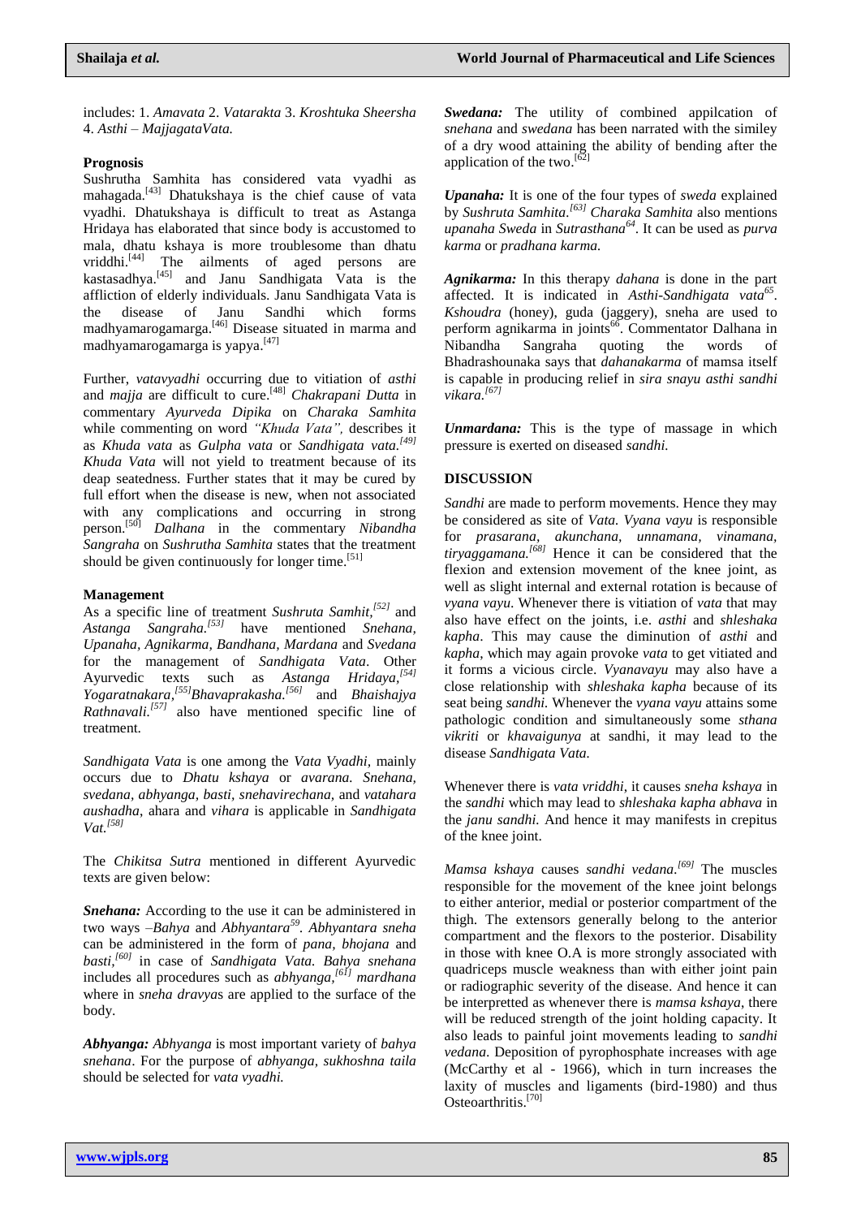includes: 1. *Amavata* 2. *Vatarakta* 3. *Kroshtuka Sheersha* 4. *Asthi – MajjagataVata.*

### Prognosis

Sushrutha Samhita has considered vata vyadhi as mahagada.[43] Dhatukshaya is the chief cause of vata vyadhi. Dhatukshaya is difficult to treat as Astanga Hridaya has elaborated that since body is accustomed to mala, dhatu kshaya is more troublesome than dhatu vriddhi.[44] The ailments of aged persons are kastasadhya.[45] and Janu Sandhigata Vata is the affliction of elderly individuals. Janu Sandhigata Vata is the disease of Janu Sandhi which forms madhyamarogamarga.[46] Disease situated in marma and madhyamarogamarga is yapya.[47]

Further, *vatavyadhi* occurring due to vitiation of *asthi* and *majja* are difficult to cure.[48] *Chakrapani Dutta* in commentary *Ayurveda Dipika* on *Charaka Samhita* while commenting on word *"Khuda Vata",* describes it as *Khuda vata* as *Gulpha vata* or *Sandhigata vata.[49] Khuda Vata* will not yield to treatment because of its deap seatedness. Further states that it may be cured by full effort when the disease is new, when not associated with any complications and occurring in strong person.[50] *Dalhana* in the commentary *Nibandha Sangraha* on *Sushrutha Samhita* states that the treatment should be given continuously for longer time.[51]

### Management

As a specific line of treatment *Sushruta Samhit,[52]* and *Astanga Sangraha.[53]* have mentioned *Snehana, Upanaha, Agnikarma, Bandhana, Mardana* and *Svedana* for the management of *Sandhigata Vata*. Other Ayurvedic texts such as *Astanga Hridaya,[54] Yogaratnakara,[55]Bhavaprakasha.[56]* and *Bhaishajya Rathnavali.[57]* also have mentioned specific line of treatment.

*Sandhigata Vata* is one among the *Vata Vyadhi,* mainly occurs due to *Dhatu kshaya* or *avarana. Snehana, svedana, abhyanga, basti, snehavirechana,* and *vatahara aushadha*, ahara and *vihara* is applicable in *Sandhigata Vat.[58]*

The *Chikitsa Sutra* mentioned in different Ayurvedic texts are given below:

***Snehana:*** According to the use it can be administered in two ways –*Bahya* and *Abhyantara[59]*. *Abhyantara sneha* can be administered in the form of *pana, bhojana* and *basti,[60]* in case of *Sandhigata Vata. Bahya snehana* includes all procedures such as *abhyanga,[61] mardhana* where in *sneha dravya*s are applied to the surface of the body.

***Abhyanga:*** *Abhyanga* is most important variety of *bahya snehana*. For the purpose of *abhyanga, sukhoshna taila* should be selected for *vata vyadhi.*

***Swedana:*** The utility of combined appilcation of *snehana* and *swedana* has been narrated with the simiIey of a dry wood attaining the ability of bending after the application of the two.[62]

***Upanaha:*** It is one of the four types of *sweda* explained by *Sushruta Samhita.[63] Charaka Samhita* also mentions *upanaha Sweda* in *Sutrasthana[64]*. It can be used as *purva karma* or *pradhana karma.*

***Agnikarma:*** In this therapy *dahana* is done in the part affected. It is indicated in *Asthi-Sandhigata vata[65]*. *Kshoudra* (honey), guda (jaggery), sneha are used to perform agnikarma in joints[66]. Commentator Dalhana in Nibandha Sangraha quoting the words of Bhadrashounaka says that *dahanakarma* of mamsa itself is capable in producing relief in *sira snayu asthi sandhi vikara.[67]*

***Unmardana:*** This is the type of massage in which pressure is exerted on diseased *sandhi.*

## DISCUSSION

*Sandhi* are made to perform movements. Hence they may be considered as site of *Vata. Vyana vayu* is responsible for *prasarana, akunchana, unnamana, vinamana, tiryaggamana.[68]* Hence it can be considered that the flexion and extension movement of the knee joint, as well as slight internal and external rotation is because of *vyana vayu*. Whenever there is vitiation of *vata* that may also have effect on the joints, i.e. *asthi* and *shleshaka kapha*. This may cause the diminution of *asthi* and *kapha*, which may again provoke *vata* to get vitiated and it forms a vicious circle. *Vyanavayu* may also have a close relationship with *shleshaka kapha* because of its seat being *sandhi.* Whenever the *vyana vayu* attains some pathologic condition and simultaneously some *sthana vikriti* or *khavaigunya* at sandhi, it may lead to the disease *Sandhigata Vata.*

Whenever there is *vata vriddhi,* it causes *sneha kshaya* in the *sandhi* which may lead to *shleshaka kapha abhava* in the *janu sandhi.* And hence it may manifests in crepitus of the knee joint.

*Mamsa kshaya* causes *sandhi vedana.[69]* The muscles responsible for the movement of the knee joint belongs to either anterior, medial or posterior compartment of the thigh. The extensors generally belong to the anterior compartment and the flexors to the posterior. Disability in those with knee O.A is more strongly associated with quadriceps muscle weakness than with either joint pain or radiographic severity of the disease. And hence it can be interpreted as whenever there is *mamsa kshaya*, there will be reduced strength of the joint holding capacity. It also leads to painful joint movements leading to *sandhi vedana*. Deposition of pyrophosphate increases with age (McCarthy et al - 1966), which in turn increases the laxity of muscles and ligaments (bird-1980) and thus Osteoarthritis.[70]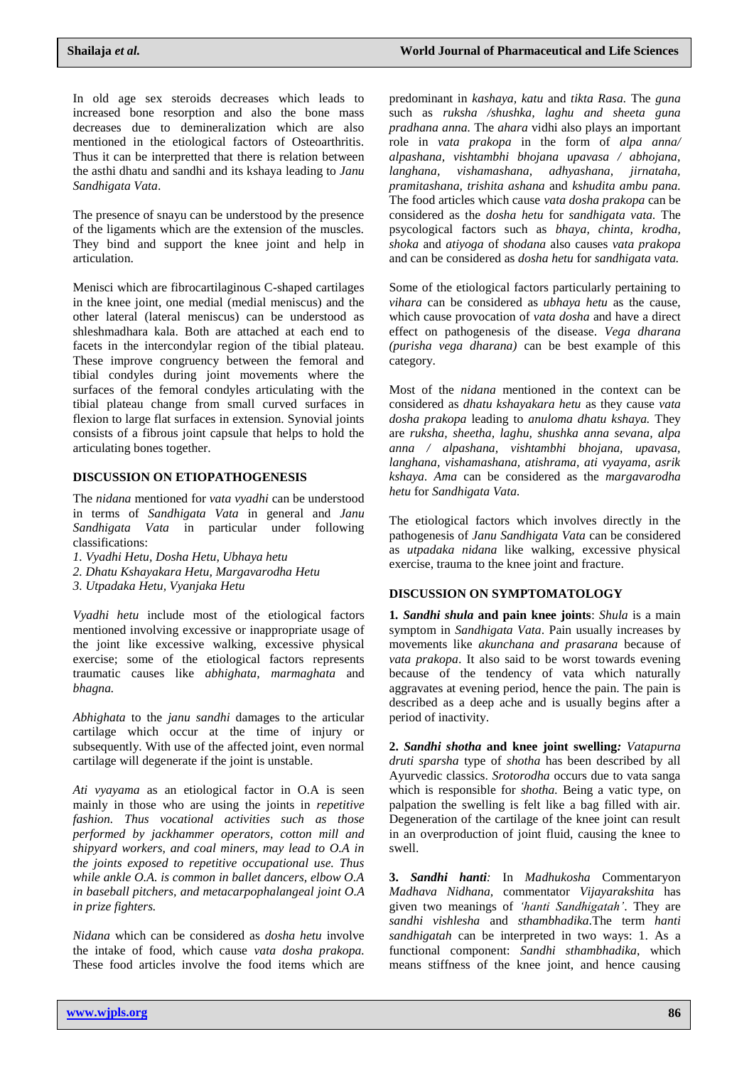In old age sex steroids decreases which leads to increased bone resorption and also the bone mass decreases due to demineralization which are also mentioned in the etiological factors of Osteoarthritis. Thus it can be interpreted that there is relation between the asthi dhatu and sandhi and its kshaya leading to *Janu Sandhigata Vata*.

The presence of snayu can be understood by the presence of the ligaments which are the extension of the muscles. They bind and support the knee joint and help in articulation.

Menisci which are fibrocartilaginous C-shaped cartilages in the knee joint, one medial (medial meniscus) and the other lateral (lateral meniscus) can be understood as shleshmadhara kala. Both are attached at each end to facets in the intercondylar region of the tibial plateau. These improve congruency between the femoral and tibial condyles during joint movements where the surfaces of the femoral condyles articulating with the tibial plateau change from small curved surfaces in flexion to large flat surfaces in extension. Synovial joints consists of a fibrous joint capsule that helps to hold the articulating bones together.

## DISCUSSION ON ETIOPATHOGENESIS

The *nidana* mentioned for *vata vyadhi* can be understood in terms of *Sandhigata Vata* in general and *Janu Sandhigata Vata* in particular under following classifications:

*1. Vyadhi Hetu, Dosha Hetu, Ubhaya hetu*
*2. Dhatu Kshayakara Hetu, Margavarodha Hetu*
*3. Utpadaka Hetu, Vyanjaka Hetu*

*Vyadhi hetu* include most of the etiological factors mentioned involving excessive or inappropriate usage of the joint like excessive walking, excessive physical exercise; some of the etiological factors represents traumatic causes like *abhighata, marmaghata* and *bhagna.*

*Abhighata* to the *janu sandhi* damages to the articular cartilage which occur at the time of injury or subsequently. With use of the affected joint, even normal cartilage will degenerate if the joint is unstable.

*Ati vyayama* as an etiological factor in O.A is seen mainly in those who are using the joints in *repetitive fashion. Thus vocational activities such as those performed by jackhammer operators, cotton mill and shipyard workers, and coal miners, may lead to O.A in the joints exposed to repetitive occupational use. Thus while ankle O.A. is common in ballet dancers, elbow O.A in baseball pitchers, and metacarpophalangeal joint O.A in prize fighters.*

*Nidana* which can be considered as *dosha hetu* involve the intake of food, which cause *vata dosha prakopa.* These food articles involve the food items which are predominant in *kashaya, katu* and *tikta Rasa*. The *guna* such as *ruksha /shushka, laghu and sheeta guna pradhana anna.* The *ahara* vidhi also plays an important role in *vata prakopa* in the form of *alpa anna/ alpashana, vishtambhi bhojana upavasa / abhojana, langhana, vishamashana, adhyashana, jirnataha, pramitashana, trishita ashana* and *kshudita ambu pana.* The food articles which cause *vata dosha prakopa* can be considered as the *dosha hetu* for *sandhigata vata.* The psycological factors such as *bhaya, chinta, krodha, shoka* and *atiyoga* of *shodana* also causes *vata prakopa* and can be considered as *dosha hetu* for *sandhigata vata.*

Some of the etiological factors particularly pertaining to *vihara* can be considered as *ubhaya hetu* as the cause, which cause provocation of *vata dosha* and have a direct effect on pathogenesis of the disease. *Vega dharana (purisha vega dharana)* can be best example of this category.

Most of the *nidana* mentioned in the context can be considered as *dhatu kshayakara hetu* as they cause *vata dosha prakopa* leading to *anuloma dhatu kshaya.* They are *ruksha, sheetha, laghu, shushka anna sevana, alpa anna / alpashana, vishtambhi bhojana, upavasa, langhana, vishamashana, atishrama, ati vyayama, asrik kshaya*. *Ama* can be considered as the *margavarodha hetu* for *Sandhigata Vata.*

The etiological factors which involves directly in the pathogenesis of *Janu Sandhigata Vata* can be considered as *utpadaka nidana* like walking, excessive physical exercise, trauma to the knee joint and fracture.

## DISCUSSION ON SYMPTOMATOLOGY

**1. *Sandhi shula* and pain knee joints**: *Shula* is a main symptom in *Sandhigata Vata*. Pain usually increases by movements like *akunchana and prasarana* because of *vata prakopa*. It also said to be worst towards evening because of the tendency of vata which naturally aggravates at evening period, hence the pain. The pain is described as a deep ache and is usually begins after a period of inactivity.

**2. *Sandhi shotha* and knee joint swelling*:*** *Vatapurna druti sparsha* type of *shotha* has been described by all Ayurvedic classics. *Srotorodha* occurs due to vata sanga which is responsible for *shotha.* Being a vatic type, on palpation the swelling is felt like a bag filled with air. Degeneration of the cartilage of the knee joint can result in an overproduction of joint fluid, causing the knee to swell.

**3. *Sandhi hanti*:** In *Madhukosha* Commentaryon *Madhava Nidhana,* commentator *Vijayarakshita* has given two meanings of *'hanti Sandhigatah'*. They are *sandhi vishlesha* and *sthambhadika*.The term *hanti sandhigatah* can be interpreted in two ways: 1. As a functional component: *Sandhi sthambhadika*, which means stiffness of the knee joint, and hence causing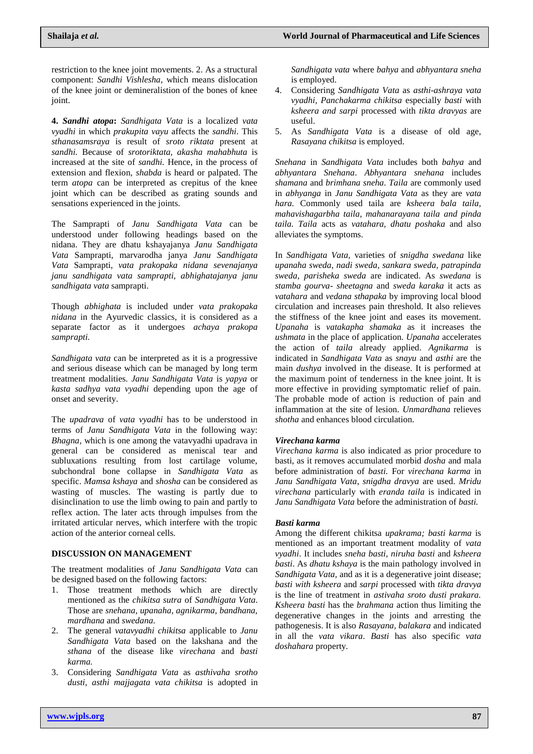restriction to the knee joint movements. 2. As a structural component: *Sandhi Vishlesha*, which means dislocation of the knee joint or demineralistion of the bones of knee joint.

**4. *Sandhi atopa*:** *Sandhigata Vata* is a localized *vata vyadhi* in which *prakupita vayu* affects the *sandhi*. This *sthanasamsraya* is result of *sroto riktata* present at *sandhi.* Because of *srotoriktata, akasha mahabhuta* is increased at the site of *sandhi.* Hence, in the process of extension and flexion, *shabda* is heard or palpated. The term *atopa* can be interpreted as crepitus of the knee joint which can be described as grating sounds and sensations experienced in the joints.

The Samprapti of *Janu Sandhigata Vata* can be understood under following headings based on the nidana. They are dhatu kshayajanya *Janu Sandhigata Vata* Samprapti, marvarodha janya *Janu Sandhigata Vata* Samprapti, *vata prakopaka nidana sevenajanya janu sandhigata vata samprapti, abhighatajanya janu sandhigata vata* samprapti.

Though *abhighata* is included under *vata prakopaka nidana* in the Ayurvedic classics, it is considered as a separate factor as it undergoes *achaya prakopa samprapti.*

*Sandhigata vata* can be interpreted as it is a progressive and serious disease which can be managed by long term treatment modalities. *Janu Sandhigata Vata* is *yapya* or *kasta sadhya vata vyadhi* depending upon the age of onset and severity.

The *upadrava* of *vata vyadhi* has to be understood in terms of *Janu Sandhigata Vata* in the following way: *Bhagna*, which is one among the vatavyadhi upadrava in general can be considered as meniscal tear and subluxations resulting from lost cartilage volume, subchondral bone collapse in *Sandhigata Vata* as specific. *Mamsa kshaya* and *shosha* can be considered as wasting of muscles. The wasting is partly due to disinclination to use the limb owing to pain and partly to reflex action. The later acts through impulses from the irritated articular nerves, which interfere with the tropic action of the anterior corneal cells.

## DISCUSSION ON MANAGEMENT

The treatment modalities of *Janu Sandhigata Vata* can be designed based on the following factors:

1. Those treatment methods which are directly mentioned as the *chikitsa sutra* of *Sandhigata Vata.* Those are *snehana, upanaha, agnikarma, bandhana, mardhana* and *swedana.*
2. The general *vatavyadhi chikitsa* applicable to *Janu Sandhigata Vata* based on the lakshana and the *sthana* of the disease like *virechana* and *basti karma.*
3. Considering *Sandhigata Vata* as *asthivaha srotho dusti, asthi majjagata vata chikitsa* is adopted in *Sandhigata vata* where *bahya* and *abhyantara sneha* is employed.
4. Considering *Sandhigata Vata* as *asthi-ashraya vata vyadhi, Panchakarma chikitsa* especially *basti* with *ksheera and sarpi* processed with *tikta dravyas* are useful.
5. As *Sandhigata Vata* is a disease of old age, *Rasayana chikitsa* is employed.

*Snehana* in *Sandhigata Vata* includes both *bahya* and *abhyantara Snehana*. *Abhyantara snehana* includes *shamana* and *brimhana sneha*. *Taila* are commonly used in *abhyanga* in *Janu Sandhigata Vata* as they are *vata hara.* Commonly used taila are *ksheera bala taila, mahavishagarbha taila, mahanarayana taila and pinda taila. Taila* acts as *vatahara, dhatu poshaka* and also alleviates the symptoms.

In *Sandhigata Vata,* varieties of *snigdha swedana* like *upanaha sweda, nadi sweda, sankara sweda, patrapinda sweda, parisheka sweda* are indicated. As *swedana* is *stamba gourva- sheetagna* and *sweda karaka* it acts as *vatahara* and *vedana sthapaka* by improving local blood circulation and increases pain threshold. It also relieves the stiffness of the knee joint and eases its movement. *Upanaha* is *vatakapha shamaka* as it increases the *ushmata* in the place of application. *Upanaha* accelerates the action of *taila* already applied. *Agnikarma* is indicated in *Sandhigata Vata* as *snayu* and *asthi* are the main *dushya* involved in the disease. It is performed at the maximum point of tenderness in the knee joint. It is more effective in providing symptomatic relief of pain. The probable mode of action is reduction of pain and inflammation at the site of lesion. *Unmardhana* relieves *shotha* and enhances blood circulation.

### *Virechana karma*

*Virechana karma* is also indicated as prior procedure to basti, as it removes accumulated morbid *dosha* and mala before administration of *basti.* For *virechana karma* in *Janu Sandhigata Vata, snigdha dravya* are used. *Mridu virechana* particularly with *eranda taila* is indicated in *Janu Sandhigata Vata* before the administration of *basti.*

### *Basti karma*

Among the different chikitsa *upakrama; basti karma* is mentioned as an important treatment modality of *vata vyadhi*. It includes *sneha basti, niruha basti* and *ksheera basti*. As *dhatu kshaya* is the main pathology involved in *Sandhigata Vata,* and as it is a degenerative joint disease; *basti with ksheera* and *sarpi* processed with *tikta dravya* is the line of treatment in *astivaha sroto dusti prakara. Ksheera basti* has the *brahmana* action thus limiting the degenerative changes in the joints and arresting the pathogenesis. It is also *Rasayana, balakara* and indicated in all the *vata vikara*. *Basti* has also specific *vata doshahara* property.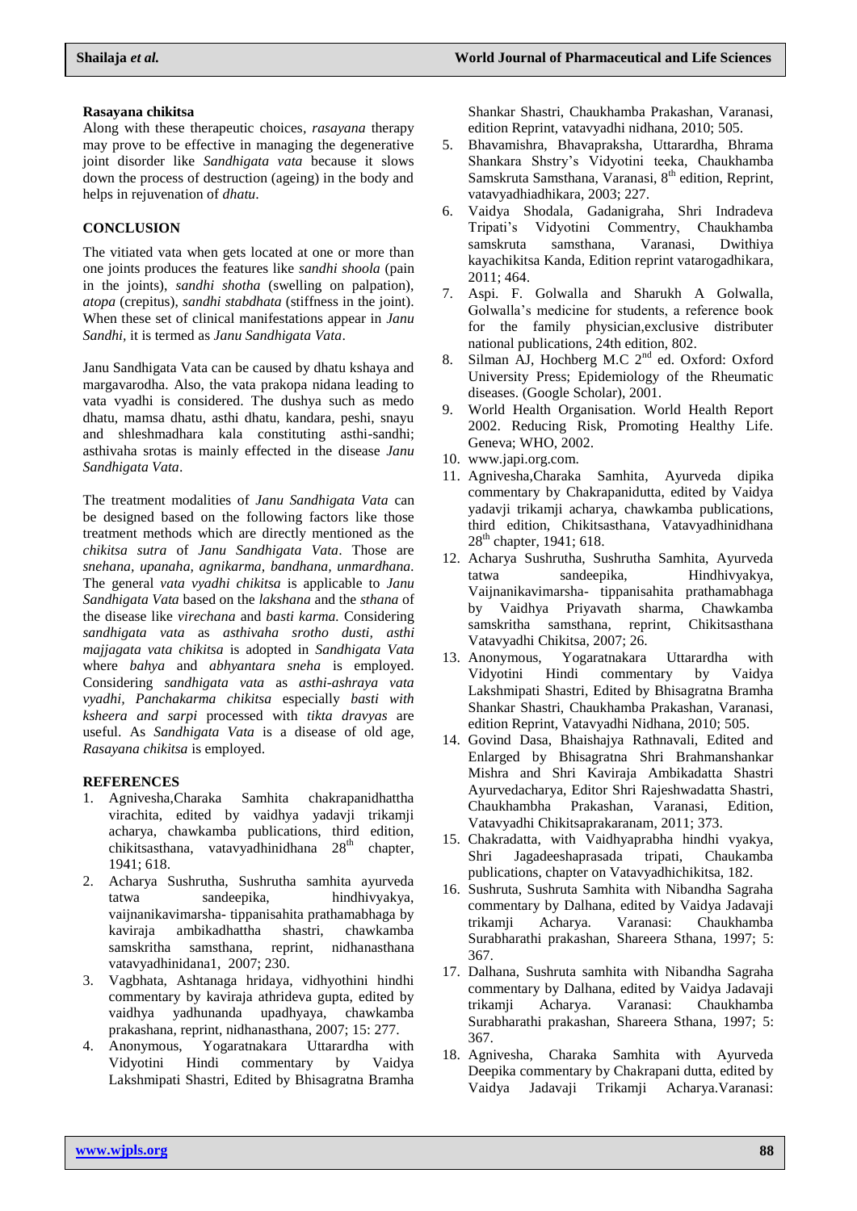**Rasayana chikitsa**

Along with these therapeutic choices, *rasayana* therapy may prove to be effective in managing the degenerative joint disorder like *Sandhigata vata* because it slows down the process of destruction (ageing) in the body and helps in rejuvenation of *dhatu*.

## CONCLUSION

The vitiated vata when gets located at one or more than one joints produces the features like *sandhi shoola* (pain in the joints), *sandhi shotha* (swelling on palpation), *atopa* (crepitus), *sandhi stabdhata* (stiffness in the joint). When these set of clinical manifestations appear in *Janu Sandhi*, it is termed as *Janu Sandhigata Vata*.

Janu Sandhigata Vata can be caused by dhatu kshaya and margavarodha. Also, the vata prakopa nidana leading to vata vyadhi is considered. The dushya such as medo dhatu, mamsa dhatu, asthi dhatu, kandara, peshi, snayu and shleshmadhara kala constituting asthi-sandhi; asthivaha srotas is mainly effected in the disease *Janu Sandhigata Vata*.

The treatment modalities of *Janu Sandhigata Vata* can be designed based on the following factors like those treatment methods which are directly mentioned as the *chikitsa sutra* of *Janu Sandhigata Vata*. Those are *snehana, upanaha, agnikarma, bandhana, unmardhana*. The general *vata vyadhi chikitsa* is applicable to *Janu Sandhigata Vata* based on the *lakshana* and the *sthana* of the disease like *virechana* and *basti karma.* Considering *sandhigata vata* as *asthivaha srotho dusti, asthi majjagata vata chikitsa* is adopted in *Sandhigata Vata* where *bahya* and *abhyantara sneha* is employed. Considering *sandhigata vata* as *asthi-ashraya vata vyadhi, Panchakarma chikitsa* especially *basti with ksheera and sarpi* processed with *tikta dravyas* are useful. As *Sandhigata Vata* is a disease of old age, *Rasayana chikitsa* is employed.

## REFERENCES

1. Agnivesha,Charaka Samhita chakrapanidhattha virachita, edited by vaidhya yadavji trikamji acharya, chawkamba publications, third edition, chikitsasthana, vatavyadhinidhana 28th chapter, 1941; 618.
2. Acharya Sushrutha, Sushrutha samhita ayurveda tatwa sandeepika, hindhivyakya, vaijnanikavimarsha- tippanisahita prathamabhaga by kaviraja ambikadhattha shastri, chawkamba samskritha samsthana, reprint, nidhanasthana vatavyadhinidana1, 2007; 230.
3. Vagbhata, Ashtanaga hridaya, vidhyothini hindhi commentary by kaviraja athrideva gupta, edited by vaidhya yadhunanda upadhyaya, chawkamba prakashana, reprint, nidhanasthana, 2007; 15: 277.
4. Anonymous, Yogaratnakara Uttarardha with Vidyotini Hindi commentary by Vaidya Lakshmipati Shastri, Edited by Bhisagratna Bramha Shankar Shastri, Chaukhamba Prakashan, Varanasi, edition Reprint, vatavyadhi nidhana, 2010; 505.
5. Bhavamishra, Bhavapraksha, Uttarardha, Bhrama Shankara Shstry's Vidyotini teeka, Chaukhamba Samskruta Samsthana, Varanasi, 8th edition, Reprint, vatavyadhiadhikara, 2003; 227.
6. Vaidya Shodala, Gadanigraha, Shri Indradeva Tripati's Vidyotini Commentry, Chaukhamba samskruta samsthana, Varanasi, Dwithiya kayachikitsa Kanda, Edition reprint vatarogadhikara, 2011; 464.
7. Aspi. F. Golwalla and Sharukh A Golwalla, Golwalla's medicine for students, a reference book for the family physician,exclusive distributer national publications, 24th edition, 802.
8. Silman AJ, Hochberg M.C 2nd ed. Oxford: Oxford University Press; Epidemiology of the Rheumatic diseases. (Google Scholar), 2001.
9. World Health Organisation. World Health Report 2002. Reducing Risk, Promoting Healthy Life. Geneva; WHO, 2002.
10. www.japi.org.com.
11. Agnivesha,Charaka Samhita, Ayurveda dipika commentary by Chakrapanidutta, edited by Vaidya yadavji trikamji acharya, chawkamba publications, third edition, Chikitsasthana, Vatavyadhinidhana 28th chapter, 1941; 618.
12. Acharya Sushrutha, Sushrutha Samhita, Ayurveda tatwa sandeepika, Hindhivyakya, Vaijnanikavimarsha- tippanisahita prathamabhaga by Vaidhya Priyavath sharma, Chawkamba samskritha samsthana, reprint, Chikitsasthana Vatavyadhi Chikitsa, 2007; 26.
13. Anonymous, Yogaratnakara Uttarardha with Vidyotini Hindi commentary by Vaidya Lakshmipati Shastri, Edited by Bhisagratna Bramha Shankar Shastri, Chaukhamba Prakashan, Varanasi, edition Reprint, Vatavyadhi Nidhana, 2010; 505.
14. Govind Dasa, Bhaishajya Rathnavali, Edited and Enlarged by Bhisagratna Shri Brahmanshankar Mishra and Shri Kaviraja Ambikadatta Shastri Ayurvedacharya, Editor Shri Rajeshwadatta Shastri, Chaukhambha Prakashan, Varanasi, Edition, Vatavyadhi Chikitsaprakaranam, 2011; 373.
15. Chakradatta, with Vaidhyaprabha hindhi vyakya, Shri Jagadeeshaprasada tripati, Chaukamba publications, chapter on Vatavyadhichikitsa, 182.
16. Sushruta, Sushruta Samhita with Nibandha Sagraha commentary by Dalhana, edited by Vaidya Jadavaji trikamji Acharya. Varanasi: Chaukhamba Surabharathi prakashan, Shareera Sthana, 1997; 5: 367.
17. Dalhana, Sushruta samhita with Nibandha Sagraha commentary by Dalhana, edited by Vaidya Jadavaji trikamji Acharya. Varanasi: Chaukhamba Surabharathi prakashan, Shareera Sthana, 1997; 5: 367.
18. Agnivesha, Charaka Samhita with Ayurveda Deepika commentary by Chakrapani dutta, edited by Vaidya Jadavaji Trikamji Acharya.Varanasi: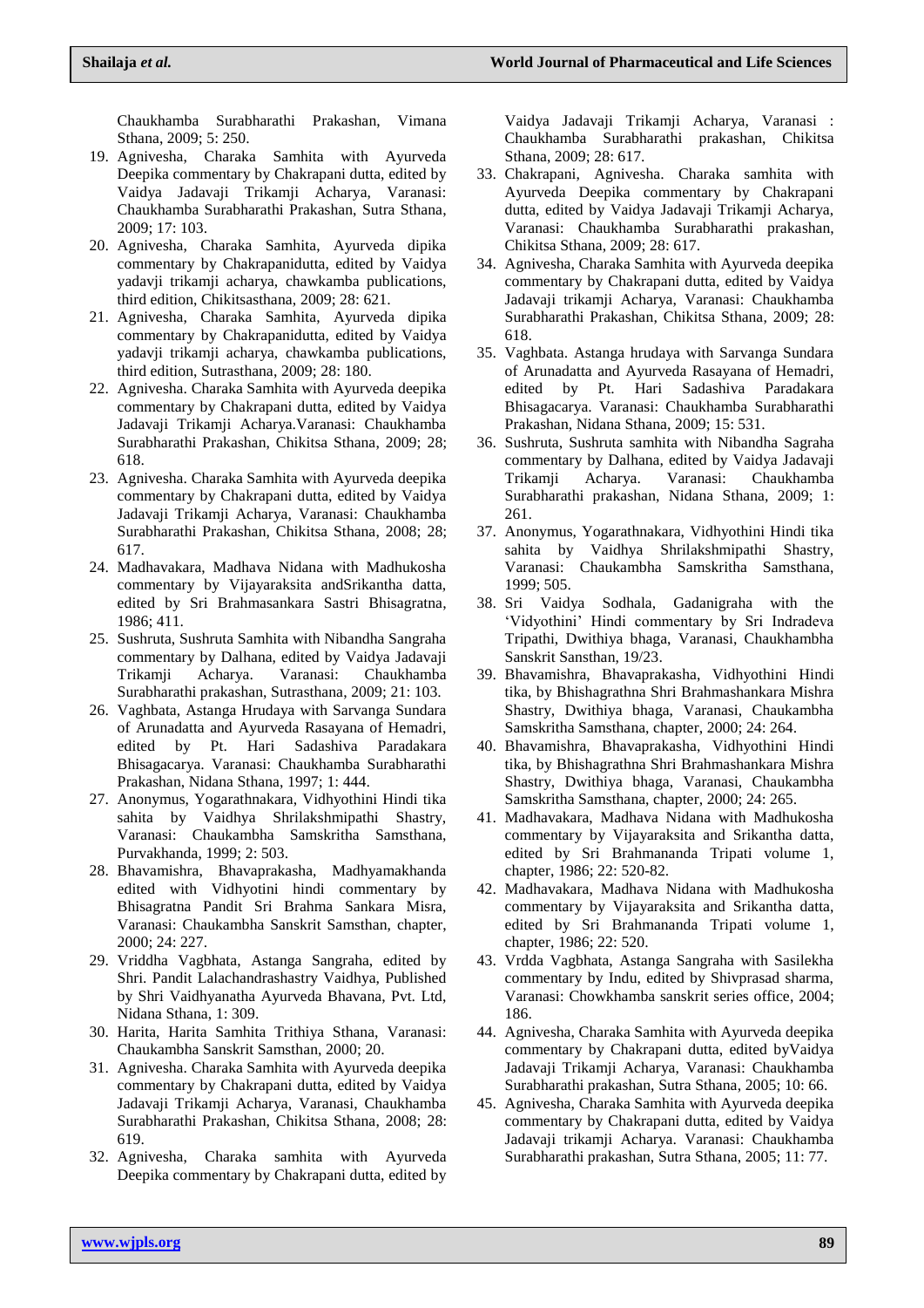Chaukhamba Surabharathi Prakashan, Vimana Sthana, 2009; 5: 250.

19. Agnivesha, Charaka Samhita with Ayurveda Deepika commentary by Chakrapani dutta, edited by Vaidya Jadavaji Trikamji Acharya, Varanasi: Chaukhamba Surabharathi Prakashan, Sutra Sthana, 2009; 17: 103.
20. Agnivesha, Charaka Samhita, Ayurveda dipika commentary by Chakrapanidutta, edited by Vaidya yadavji trikamji acharya, chawkamba publications, third edition, Chikitsasthana, 2009; 28: 621.
21. Agnivesha, Charaka Samhita, Ayurveda dipika commentary by Chakrapanidutta, edited by Vaidya yadavji trikamji acharya, chawkamba publications, third edition, Sutrasthana, 2009; 28: 180.
22. Agnivesha. Charaka Samhita with Ayurveda deepika commentary by Chakrapani dutta, edited by Vaidya Jadavaji Trikamji Acharya.Varanasi: Chaukhamba Surabharathi Prakashan, Chikitsa Sthana, 2009; 28; 618.
23. Agnivesha. Charaka Samhita with Ayurveda deepika commentary by Chakrapani dutta, edited by Vaidya Jadavaji Trikamji Acharya, Varanasi: Chaukhamba Surabharathi Prakashan, Chikitsa Sthana, 2008; 28; 617.
24. Madhavakara, Madhava Nidana with Madhukosha commentary by Vijayaraksita andSrikantha datta, edited by Sri Brahmasankara Sastri Bhisagratna, 1986; 411.
25. Sushruta, Sushruta Samhita with Nibandha Sangraha commentary by Dalhana, edited by Vaidya Jadavaji Trikamji Acharya. Varanasi: Chaukhamba Surabharathi prakashan, Sutrasthana, 2009; 21: 103.
26. Vaghbata, Astanga Hrudaya with Sarvanga Sundara of Arunadatta and Ayurveda Rasayana of Hemadri, edited by Pt. Hari Sadashiva Paradakara Bhisagacarya. Varanasi: Chaukhamba Surabharathi Prakashan, Nidana Sthana, 1997; 1: 444.
27. Anonymus, Yogarathnakara, Vidhyothini Hindi tika sahita by Vaidhya Shrilakshmipathi Shastry, Varanasi: Chaukambha Samskritha Samsthana, Purvakhanda, 1999; 2: 503.
28. Bhavamishra, Bhavaprakasha, Madhyamakhanda edited with Vidhyotini hindi commentary by Bhisagratna Pandit Sri Brahma Sankara Misra, Varanasi: Chaukambha Sanskrit Samsthan, chapter, 2000; 24: 227.
29. Vriddha Vagbhata, Astanga Sangraha, edited by Shri. Pandit Lalachandrashastry Vaidhya, Published by Shri Vaidhyanatha Ayurveda Bhavana, Pvt. Ltd, Nidana Sthana, 1: 309.
30. Harita, Harita Samhita Trithiya Sthana, Varanasi: Chaukambha Sanskrit Samsthan, 2000; 20.
31. Agnivesha. Charaka Samhita with Ayurveda deepika commentary by Chakrapani dutta, edited by Vaidya Jadavaji Trikamji Acharya, Varanasi, Chaukhamba Surabharathi Prakashan, Chikitsa Sthana, 2008; 28: 619.
32. Agnivesha, Charaka samhita with Ayurveda Deepika commentary by Chakrapani dutta, edited by Vaidya Jadavaji Trikamji Acharya, Varanasi : Chaukhamba Surabharathi prakashan, Chikitsa Sthana, 2009; 28: 617.
33. Chakrapani, Agnivesha. Charaka samhita with Ayurveda Deepika commentary by Chakrapani dutta, edited by Vaidya Jadavaji Trikamji Acharya, Varanasi: Chaukhamba Surabharathi prakashan, Chikitsa Sthana, 2009; 28: 617.
34. Agnivesha, Charaka Samhita with Ayurveda deepika commentary by Chakrapani dutta, edited by Vaidya Jadavaji trikamji Acharya, Varanasi: Chaukhamba Surabharathi Prakashan, Chikitsa Sthana, 2009; 28: 618.
35. Vaghbata. Astanga hrudaya with Sarvanga Sundara of Arunadatta and Ayurveda Rasayana of Hemadri, edited by Pt. Hari Sadashiva Paradakara Bhisagacarya. Varanasi: Chaukhamba Surabharathi Prakashan, Nidana Sthana, 2009; 15: 531.
36. Sushruta, Sushruta samhita with Nibandha Sagraha commentary by Dalhana, edited by Vaidya Jadavaji Trikamji Acharya. Varanasi: Chaukhamba Surabharathi prakashan, Nidana Sthana, 2009; 1: 261.
37. Anonymus, Yogarathnakara, Vidhyothini Hindi tika sahita by Vaidhya Shrilakshmipathi Shastry, Varanasi: Chaukambha Samskritha Samsthana, 1999; 505.
38. Sri Vaidya Sodhala, Gadanigraha with the 'Vidyothini' Hindi commentary by Sri Indradeva Tripathi, Dwithiya bhaga, Varanasi, Chaukhambha Sanskrit Sansthan, 19/23.
39. Bhavamishra, Bhavaprakasha, Vidhyothini Hindi tika, by Bhishagrathna Shri Brahmashankara Mishra Shastry, Dwithiya bhaga, Varanasi, Chaukambha Samskritha Samsthana, chapter, 2000; 24: 264.
40. Bhavamishra, Bhavaprakasha, Vidhyothini Hindi tika, by Bhishagrathna Shri Brahmashankara Mishra Shastry, Dwithiya bhaga, Varanasi, Chaukambha Samskritha Samsthana, chapter, 2000; 24: 265.
41. Madhavakara, Madhava Nidana with Madhukosha commentary by Vijayaraksita and Srikantha datta, edited by Sri Brahmananda Tripati volume 1, chapter, 1986; 22: 520-82.
42. Madhavakara, Madhava Nidana with Madhukosha commentary by Vijayaraksita and Srikantha datta, edited by Sri Brahmananda Tripati volume 1, chapter, 1986; 22: 520.
43. Vrdda Vagbhata, Astanga Sangraha with Sasilekha commentary by Indu, edited by Shivprasad sharma, Varanasi: Chowkhamba sanskrit series office, 2004; 186.
44. Agnivesha, Charaka Samhita with Ayurveda deepika commentary by Chakrapani dutta, edited byVaidya Jadavaji Trikamji Acharya, Varanasi: Chaukhamba Surabharathi prakashan, Sutra Sthana, 2005; 10: 66.
45. Agnivesha, Charaka Samhita with Ayurveda deepika commentary by Chakrapani dutta, edited by Vaidya Jadavaji trikamji Acharya. Varanasi: Chaukhamba Surabharathi prakashan, Sutra Sthana, 2005; 11: 77.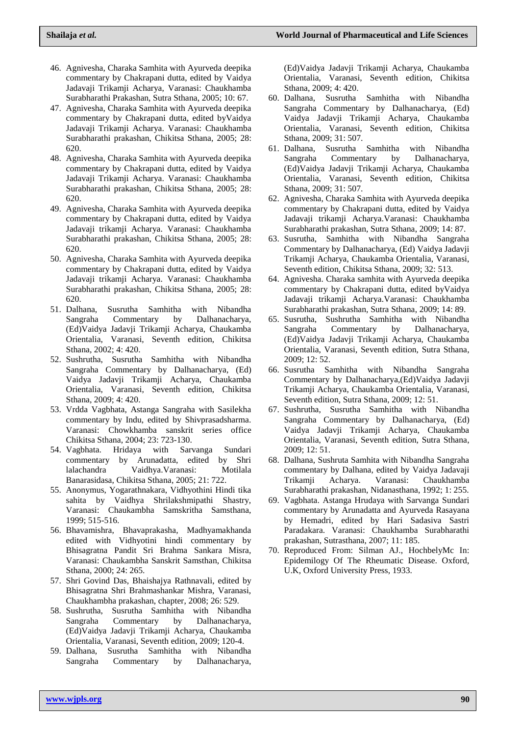46. Agnivesha, Charaka Samhita with Ayurveda deepika commentary by Chakrapani dutta, edited by Vaidya Jadavaji Trikamji Acharya, Varanasi: Chaukhamba Surabharathi Prakashan, Sutra Sthana, 2005; 10: 67.
47. Agnivesha, Charaka Samhita with Ayurveda deepika commentary by Chakrapani dutta, edited byVaidya Jadavaji Trikamji Acharya. Varanasi: Chaukhamba Surabharathi prakashan, Chikitsa Sthana, 2005; 28: 620.
48. Agnivesha, Charaka Samhita with Ayurveda deepika commentary by Chakrapani dutta, edited by Vaidya Jadavaji Trikamji Acharya. Varanasi: Chaukhamba Surabharathi prakashan, Chikitsa Sthana, 2005; 28: 620.
49. Agnivesha, Charaka Samhita with Ayurveda deepika commentary by Chakrapani dutta, edited by Vaidya Jadavaji trikamji Acharya. Varanasi: Chaukhamba Surabharathi prakashan, Chikitsa Sthana, 2005; 28: 620.
50. Agnivesha, Charaka Samhita with Ayurveda deepika commentary by Chakrapani dutta, edited by Vaidya Jadavaji trikamji Acharya. Varanasi: Chaukhamba Surabharathi prakashan, Chikitsa Sthana, 2005; 28: 620.
51. Dalhana, Susrutha Samhitha with Nibandha Sangraha Commentary by Dalhanacharya, (Ed)Vaidya Jadavji Trikamji Acharya, Chaukamba Orientalia, Varanasi, Seventh edition, Chikitsa Sthana, 2002; 4: 420.
52. Sushrutha, Susrutha Samhitha with Nibandha Sangraha Commentary by Dalhanacharya, (Ed) Vaidya Jadavji Trikamji Acharya, Chaukamba Orientalia, Varanasi, Seventh edition, Chikitsa Sthana, 2009; 4: 420.
53. Vrdda Vagbhata, Astanga Sangraha with Sasilekha commentary by Indu, edited by Shivprasadsharma. Varanasi: Chowkhamba sanskrit series office Chikitsa Sthana, 2004; 23: 723-130.
54. Vagbhata. Hridaya with Sarvanga Sundari commentary by Arunadatta, edited by Shri lalachandra Vaidhya.Varanasi: Motilala Banarasidasa, Chikitsa Sthana, 2005; 21: 722.
55. Anonymus, Yogarathnakara, Vidhyothini Hindi tika sahita by Vaidhya Shrilakshmipathi Shastry, Varanasi: Chaukambha Samskritha Samsthana, 1999; 515-516.
56. Bhavamishra, Bhavaprakasha, Madhyamakhanda edited with Vidhyotini hindi commentary by Bhisagratna Pandit Sri Brahma Sankara Misra, Varanasi: Chaukambha Sanskrit Samsthan, Chikitsa Sthana, 2000; 24: 265.
57. Shri Govind Das, Bhaishajya Rathnavali, edited by Bhisagratna Shri Brahmashankar Mishra, Varanasi, Chaukhambha prakashan, chapter, 2008; 26: 529.
58. Sushrutha, Susrutha Samhitha with Nibandha Sangraha Commentary by Dalhanacharya, (Ed)Vaidya Jadavji Trikamji Acharya, Chaukamba Orientalia, Varanasi, Seventh edition, 2009; 120-4.
59. Dalhana, Susrutha Samhitha with Nibandha Sangraha Commentary by Dalhanacharya, (Ed)Vaidya Jadavji Trikamji Acharya, Chaukamba Orientalia, Varanasi, Seventh edition, Chikitsa Sthana, 2009; 4: 420.
60. Dalhana, Susrutha Samhitha with Nibandha Sangraha Commentary by Dalhanacharya, (Ed) Vaidya Jadavji Trikamji Acharya, Chaukamba Orientalia, Varanasi, Seventh edition, Chikitsa Sthana, 2009; 31: 507.
61. Dalhana, Susrutha Samhitha with Nibandha Sangraha Commentary by Dalhanacharya, (Ed)Vaidya Jadavji Trikamji Acharya, Chaukamba Orientalia, Varanasi, Seventh edition, Chikitsa Sthana, 2009; 31: 507.
62. Agnivesha, Charaka Samhita with Ayurveda deepika commentary by Chakrapani dutta, edited by Vaidya Jadavaji trikamji Acharya.Varanasi: Chaukhamba Surabharathi prakashan, Sutra Sthana, 2009; 14: 87.
63. Susrutha, Samhitha with Nibandha Sangraha Commentary by Dalhanacharya, (Ed) Vaidya Jadavji Trikamji Acharya, Chaukamba Orientalia, Varanasi, Seventh edition, Chikitsa Sthana, 2009; 32: 513.
64. Agnivesha. Charaka samhita with Ayurveda deepika commentary by Chakrapani dutta, edited byVaidya Jadavaji trikamji Acharya.Varanasi: Chaukhamba Surabharathi prakashan, Sutra Sthana, 2009; 14: 89.
65. Susrutha, Susrutha Samhitha with Nibandha Sangraha Commentary by Dalhanacharya, (Ed)Vaidya Jadavji Trikamji Acharya, Chaukamba Orientalia, Varanasi, Seventh edition, Sutra Sthana, 2009; 12: 52.
66. Susrutha Samhitha with Nibandha Sangraha Commentary by Dalhanacharya,(Ed)Vaidya Jadavji Trikamji Acharya, Chaukamba Orientalia, Varanasi, Seventh edition, Sutra Sthana, 2009; 12: 51.
67. Sushrutha, Susrutha Samhitha with Nibandha Sangraha Commentary by Dalhanacharya, (Ed) Vaidya Jadavji Trikamji Acharya, Chaukamba Orientalia, Varanasi, Seventh edition, Sutra Sthana, 2009; 12: 51.
68. Dalhana, Sushruta Samhita with Nibandha Sangraha commentary by Dalhana, edited by Vaidya Jadavaji Trikamji Acharya. Varanasi: Chaukhamba Surabharathi prakashan, Nidanasthana, 1992; 1: 255.
69. Vagbhata. Astanga Hrudaya with Sarvanga Sundari commentary by Arunadatta and Ayurveda Rasayana by Hemadri, edited by Hari Sadasiva Sastri Paradakara. Varanasi: Chaukhamba Surabharathi prakashan, Sutrasthana, 2007; 11: 185.
70. Reproduced From: Silman AJ., HochbelyMc In: Epidemilogy Of The Rheumatic Disease. Oxford, U.K, Oxford University Press, 1933.